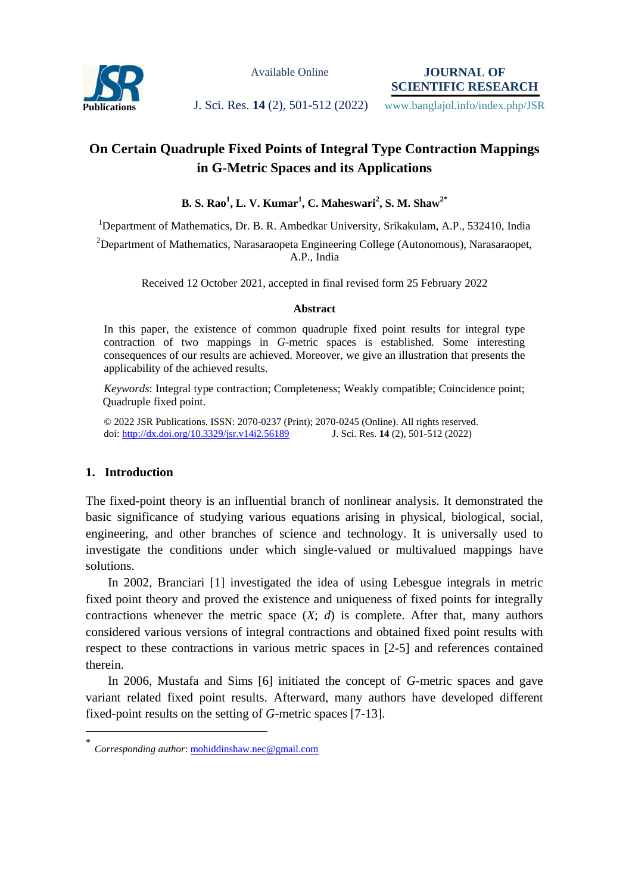# On Certain Quadruple Fixed Points of Integral Type Contraction Mappings in G-Metric Spaces and its Applications

**B. S. Rao[1], L. V. Kumar[1], C. Maheswari[2], S. M. Shaw[2*]**

[1]Department of Mathematics, Dr. B. R. Ambedkar University, Srikakulam, A.P., 532410, India

[2]Department of Mathematics, Narasaraopeta Engineering College (Autonomous), Narasaraopet, A.P., India

Received 12 October 2021, accepted in final revised form 25 February 2022

### Abstract

In this paper, the existence of common quadruple fixed point results for integral type contraction of two mappings in *G*-metric spaces is established. Some interesting consequences of our results are achieved. Moreover, we give an illustration that presents the applicability of the achieved results.

*Keywords*: Integral type contraction; Completeness; Weakly compatible; Coincidence point; Quadruple fixed point.

© 2022 JSR Publications. ISSN: 2070-0237 (Print); 2070-0245 (Online). All rights reserved.
doi: http://dx.doi.org/10.3329/jsr.v14i2.56189 J. Sci. Res. **14** (2), 501-512 (2022)

## 1. Introduction

The fixed-point theory is an influential branch of nonlinear analysis. It demonstrated the basic significance of studying various equations arising in physical, biological, social, engineering, and other branches of science and technology. It is universally used to investigate the conditions under which single-valued or multivalued mappings have solutions.

In 2002, Branciari [1] investigated the idea of using Lebesgue integrals in metric fixed point theory and proved the existence and uniqueness of fixed points for integrally contractions whenever the metric space $(X; d)$ is complete. After that, many authors considered various versions of integral contractions and obtained fixed point results with respect to these contractions in various metric spaces in [2-5] and references contained therein.

In 2006, Mustafa and Sims [6] initiated the concept of *G*-metric spaces and gave variant related fixed point results. Afterward, many authors have developed different fixed-point results on the setting of *G*-metric spaces [7-13].

[*] *Corresponding author*: mohiddinshaw.nec@gmail.com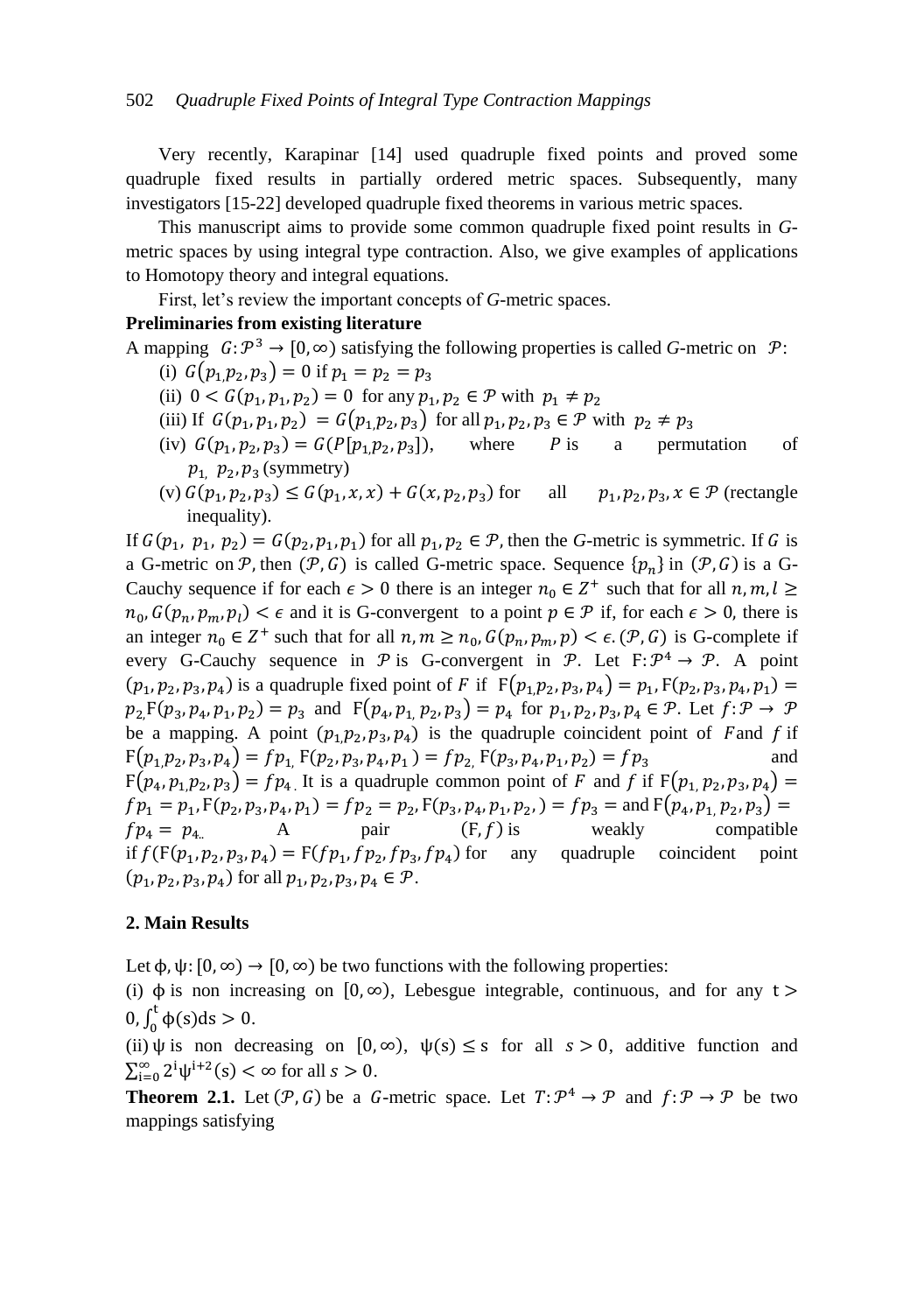Very recently, Karapinar [14] used quadruple fixed points and proved some quadruple fixed results in partially ordered metric spaces. Subsequently, many investigators [15-22] developed quadruple fixed theorems in various metric spaces.

This manuscript aims to provide some common quadruple fixed point results in *G*-metric spaces by using integral type contraction. Also, we give examples of applications to Homotopy theory and integral equations.

First, let's review the important concepts of *G*-metric spaces.

**Preliminaries from existing literature**

A mapping $G: \mathcal{P}^3 \to [0, \infty)$ satisfying the following properties is called *G*-metric on $\mathcal{P}$:

(i) $G(p_1, p_2, p_3) = 0$ if $p_1 = p_2 = p_3$

(ii) $0 < G(p_1, p_1, p_2) = 0$ for any $p_1, p_2 \in \mathcal{P}$ with $p_1 \neq p_2$

(iii) If $G(p_1, p_1, p_2) = G(p_1, p_2, p_3)$ for all $p_1, p_2, p_3 \in \mathcal{P}$ with $p_2 \neq p_3$

(iv) $G(p_1, p_2, p_3) = G(P[p_1, p_2, p_3])$, where $P$ is a permutation of $p_1, p_2, p_3$ (symmetry)

(v) $G(p_1, p_2, p_3) \leq G(p_1, x, x) + G(x, p_2, p_3)$ for all $p_1, p_2, p_3, x \in \mathcal{P}$ (rectangle inequality).

If $G(p_1, p_1, p_2) = G(p_2, p_1, p_1)$ for all $p_1, p_2 \in \mathcal{P}$, then the *G*-metric is symmetric. If $G$ is a G-metric on $\mathcal{P}$, then $(\mathcal{P}, G)$ is called G-metric space. Sequence $\{p_n\}$ in $(\mathcal{P}, G)$ is a G-Cauchy sequence if for each $\epsilon > 0$ there is an integer $n_0 \in Z^+$ such that for all $n, m, l \geq n_0$, $G(p_n, p_m, p_l) < \epsilon$ and it is G-convergent to a point $p \in \mathcal{P}$ if, for each $\epsilon > 0$, there is an integer $n_0 \in Z^+$ such that for all $n, m \geq n_0$, $G(p_n, p_m, p) < \epsilon$. $(\mathcal{P}, G)$ is G-complete if every G-Cauchy sequence in $\mathcal{P}$ is G-convergent in $\mathcal{P}$. Let $\mathrm{F}: \mathcal{P}^4 \to \mathcal{P}$. A point $(p_1, p_2, p_3, p_4)$ is a quadruple fixed point of $F$ if $\mathrm{F}(p_1, p_2, p_3, p_4) = p_1$, $\mathrm{F}(p_2, p_3, p_4, p_1) = p_2$, $\mathrm{F}(p_3, p_4, p_1, p_2) = p_3$ and $\mathrm{F}(p_4, p_1, p_2, p_3) = p_4$ for $p_1, p_2, p_3, p_4 \in \mathcal{P}$. Let $f: \mathcal{P} \to \mathcal{P}$ be a mapping. A point $(p_1, p_2, p_3, p_4)$ is the quadruple coincident point of $F$ and $f$ if $\mathrm{F}(p_1, p_2, p_3, p_4) = fp_1$, $\mathrm{F}(p_2, p_3, p_4, p_1) = fp_2$, $\mathrm{F}(p_3, p_4, p_1, p_2) = fp_3$ and $\mathrm{F}(p_4, p_1, p_2, p_3) = fp_4$. It is a quadruple common point of $F$ and $f$ if $\mathrm{F}(p_1, p_2, p_3, p_4) = fp_1 = p_1$, $\mathrm{F}(p_2, p_3, p_4, p_1) = fp_2 = p_2$, $\mathrm{F}(p_3, p_4, p_1, p_2,) = fp_3 =$ and $\mathrm{F}(p_4, p_1, p_2, p_3) = fp_4 = p_4$. A pair $(\mathrm{F}, f)$ is weakly compatible if $f(\mathrm{F}(p_1, p_2, p_3, p_4) = \mathrm{F}(fp_1, fp_2, fp_3, fp_4)$ for any quadruple coincident point $(p_1, p_2, p_3, p_4)$ for all $p_1, p_2, p_3, p_4 \in \mathcal{P}$.

## 2. Main Results

Let $\phi, \psi: [0, \infty) \to [0, \infty)$ be two functions with the following properties:

(i) $\phi$ is non increasing on $[0, \infty)$, Lebesgue integrable, continuous, and for any $t > 0$, $\int_0^t \phi(s) ds > 0$.

(ii) $\psi$ is non decreasing on $[0, \infty)$, $\psi(s) \leq s$ for all $s > 0$, additive function and $\sum_{i=0}^{\infty} 2^i \psi^{i+2}(s) < \infty$ for all $s > 0$.

**Theorem 2.1.** Let $(\mathcal{P}, G)$ be a $G$-metric space. Let $T: \mathcal{P}^4 \to \mathcal{P}$ and $f: \mathcal{P} \to \mathcal{P}$ be two mappings satisfying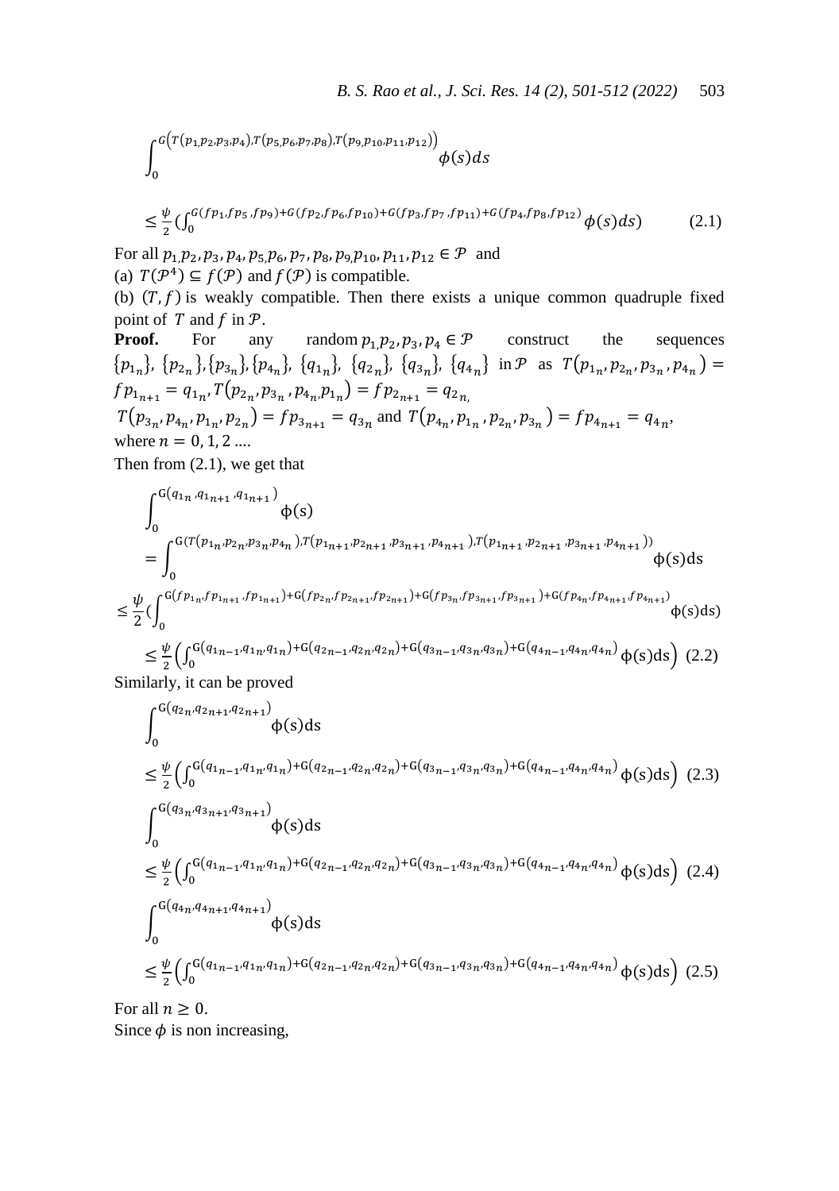$$\int_0^{G\left(T(p_1,p_2,p_3,p_4),T(p_5,p_6,p_7,p_8),T(p_9,p_{10},p_{11},p_{12})\right)} \phi(s)ds$$

$$\leq \frac{\psi}{2}\left(\int_0^{G(fp_1,fp_5,fp_9)+G(fp_2,fp_6,fp_{10})+G(fp_3,fp_7,fp_{11})+G(fp_4,fp_8,fp_{12})} \phi(s)ds\right) \quad (2.1)$$

For all $p_1,p_2,p_3,p_4,p_5,p_6,p_7,p_8,p_9,p_{10},p_{11},p_{12} \in \mathcal{P}$ and

(a) $T(\mathcal{P}^4) \subseteq f(\mathcal{P})$ and $f(\mathcal{P})$ is compatible.

(b) $(T,f)$ is weakly compatible. Then there exists a unique common quadruple fixed point of $T$ and $f$ in $\mathcal{P}$.

**Proof.** For any random $p_1,p_2,p_3,p_4 \in \mathcal{P}$ construct the sequences $\{p_{1_n}\}$, $\{p_{2_n}\}$, $\{p_{3_n}\}$, $\{p_{4_n}\}$, $\{q_{1_n}\}$, $\{q_{2_n}\}$, $\{q_{3_n}\}$, $\{q_{4_n}\}$ in $\mathcal{P}$ as $T(p_{1_n},p_{2_n},p_{3_n},p_{4_n}) = fp_{1_{n+1}} = q_{1_n}$, $T(p_{2_n},p_{3_n},p_{4_n},p_{1_n}) = fp_{2_{n+1}} = q_{2_n}$,
$T(p_{3_n},p_{4_n},p_{1_n},p_{2_n}) = fp_{3_{n+1}} = q_{3_n}$ and $T(p_{4_n},p_{1_n},p_{2_n},p_{3_n}) = fp_{4_{n+1}} = q_{4_n}$,
where $n = 0, 1, 2 \ldots.$

Then from (2.1), we get that

$$\int_0^{G(q_{1_n},q_{1_{n+1}},q_{1_{n+1}})} \phi(s)$$

$$= \int_0^{G(T(p_{1_n},p_{2_n},p_{3_n},p_{4_n}),T(p_{1_{n+1}},p_{2_{n+1}},p_{3_{n+1}},p_{4_{n+1}}),T(p_{1_{n+1}},p_{2_{n+1}},p_{3_{n+1}},p_{4_{n+1}}))} \phi(s)ds$$

$$\leq \frac{\psi}{2}\left(\int_0^{G(fp_{1_n},fp_{1_{n+1}},fp_{1_{n+1}})+G(fp_{2_n},fp_{2_{n+1}},fp_{2_{n+1}})+G(fp_{3_n},fp_{3_{n+1}},fp_{3_{n+1}})+G(fp_{4_n},fp_{4_{n+1}},fp_{4_{n+1}})} \phi(s)ds\right)$$

$$\leq \frac{\psi}{2}\left(\int_0^{G(q_{1_{n-1}},q_{1_n},q_{1_n})+G(q_{2_{n-1}},q_{2_n},q_{2_n})+G(q_{3_{n-1}},q_{3_n},q_{3_n})+G(q_{4_{n-1}},q_{4_n},q_{4_n})} \phi(s)ds\right) \quad (2.2)$$

Similarly, it can be proved

$$\int_0^{G(q_{2_n},q_{2_{n+1}},q_{2_{n+1}})} \phi(s)ds$$

$$\leq \frac{\psi}{2}\left(\int_0^{G(q_{1_{n-1}},q_{1_n},q_{1_n})+G(q_{2_{n-1}},q_{2_n},q_{2_n})+G(q_{3_{n-1}},q_{3_n},q_{3_n})+G(q_{4_{n-1}},q_{4_n},q_{4_n})} \phi(s)ds\right) \quad (2.3)$$

$$\int_0^{G(q_{3_n},q_{3_{n+1}},q_{3_{n+1}})} \phi(s)ds$$

$$\leq \frac{\psi}{2}\left(\int_0^{G(q_{1_{n-1}},q_{1_n},q_{1_n})+G(q_{2_{n-1}},q_{2_n},q_{2_n})+G(q_{3_{n-1}},q_{3_n},q_{3_n})+G(q_{4_{n-1}},q_{4_n},q_{4_n})} \phi(s)ds\right) \quad (2.4)$$

$$\int_0^{G(q_{4_n},q_{4_{n+1}},q_{4_{n+1}})} \phi(s)ds$$

$$\leq \frac{\psi}{2}\left(\int_0^{G(q_{1_{n-1}},q_{1_n},q_{1_n})+G(q_{2_{n-1}},q_{2_n},q_{2_n})+G(q_{3_{n-1}},q_{3_n},q_{3_n})+G(q_{4_{n-1}},q_{4_n},q_{4_n})} \phi(s)ds\right) \quad (2.5)$$

For all $n \geq 0$.

Since $\phi$ is non increasing,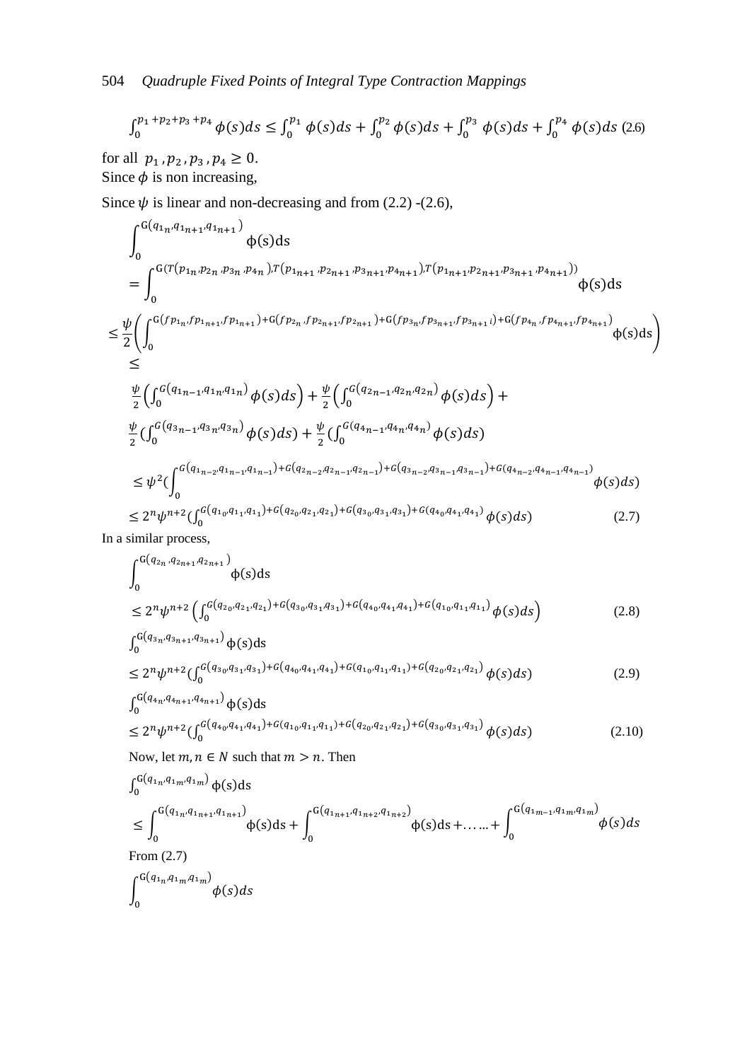$$\int_0^{p_1+p_2+p_3+p_4}\phi(s)ds \le \int_0^{p_1}\phi(s)ds + \int_0^{p_2}\phi(s)ds + \int_0^{p_3}\phi(s)ds + \int_0^{p_4}\phi(s)ds \quad (2.6)$$

for all $p_1, p_2, p_3, p_4 \ge 0$.
Since $\phi$ is non increasing,

Since $\psi$ is linear and non-decreasing and from (2.2) -(2.6),

$$\int_0^{G(q_{1_n},q_{1_{n+1}},q_{1_{n+1}})}\phi(s)ds$$

$$= \int_0^{G(T(p_{1_n},p_{2_n},p_{3_n},p_{4_n}),T(p_{1_{n+1}},p_{2_{n+1}},p_{3_{n+1}},p_{4_{n+1}}),T(p_{1_{n+1}},p_{2_{n+1}},p_{3_{n+1}},p_{4_{n+1}}))}\phi(s)ds$$

$$\le \frac{\psi}{2}\left(\int_0^{G(fp_{1_n},fp_{1_{n+1}},fp_{1_{n+1}})+G(fp_{2_n},fp_{2_{n+1}},fp_{2_{n+1}})+G(fp_{3_n},fp_{3_{n+1}},fp_{3_{n+1}})+G(fp_{4_n},fp_{4_{n+1}},fp_{4_{n+1}})}\phi(s)ds\right)$$

$$\le$$

$$\frac{\psi}{2}\left(\int_0^{G(q_{1_{n-1}},q_{1_n},q_{1_n})}\phi(s)ds\right) + \frac{\psi}{2}\left(\int_0^{G(q_{2_{n-1}},q_{2_n},q_{2_n})}\phi(s)ds\right) +$$

$$\frac{\psi}{2}\left(\int_0^{G(q_{3_{n-1}},q_{3_n},q_{3_n})}\phi(s)ds\right) + \frac{\psi}{2}\left(\int_0^{G(q_{4_{n-1}},q_{4_n},q_{4_n})}\phi(s)ds\right)$$

$$\le \psi^2\left(\int_0^{G(q_{1_{n-2}},q_{1_{n-1}},q_{1_{n-1}})+G(q_{2_{n-2}},q_{2_{n-1}},q_{2_{n-1}})+G(q_{3_{n-2}},q_{3_{n-1}},q_{3_{n-1}})+G(q_{4_{n-2}},q_{4_{n-1}},q_{4_{n-1}})}\phi(s)ds\right)$$

$$\le 2^n\psi^{n+2}\left(\int_0^{G(q_{1_0},q_{1_1},q_{1_1})+G(q_{2_0},q_{2_1},q_{2_1})+G(q_{3_0},q_{3_1},q_{3_1})+G(q_{4_0},q_{4_1},q_{4_1})}\phi(s)ds\right) \quad (2.7)$$

In a similar process,

$$\int_0^{G(q_{2_n},q_{2_{n+1}},q_{2_{n+1}})}\phi(s)ds$$

$$\le 2^n\psi^{n+2}\left(\int_0^{G(q_{2_0},q_{2_1},q_{2_1})+G(q_{3_0},q_{3_1},q_{3_1})+G(q_{4_0},q_{4_1},q_{4_1})+G(q_{1_0},q_{1_1},q_{1_1})}\phi(s)ds\right) \quad (2.8)$$

$$\int_0^{G(q_{3_n},q_{3_{n+1}},q_{3_{n+1}})}\phi(s)ds$$

$$\le 2^n\psi^{n+2}\left(\int_0^{G(q_{3_0},q_{3_1},q_{3_1})+G(q_{4_0},q_{4_1},q_{4_1})+G(q_{1_0},q_{1_1},q_{1_1})+G(q_{2_0},q_{2_1},q_{2_1})}\phi(s)ds\right) \quad (2.9)$$

$$\int_0^{G(q_{4_n},q_{4_{n+1}},q_{4_{n+1}})}\phi(s)ds$$

$$\le 2^n\psi^{n+2}\left(\int_0^{G(q_{4_0},q_{4_1},q_{4_1})+G(q_{1_0},q_{1_1},q_{1_1})+G(q_{2_0},q_{2_1},q_{2_1})+G(q_{3_0},q_{3_1},q_{3_1})}\phi(s)ds\right) \quad (2.10)$$

Now, let $m, n \in N$ such that $m > n$. Then

$$\int_0^{G(q_{1_n},q_{1_m},q_{1_m})}\phi(s)ds$$

$$\le \int_0^{G(q_{1_n},q_{1_{n+1}},q_{1_{n+1}})}\phi(s)ds + \int_0^{G(q_{1_{n+1}},q_{1_{n+2}},q_{1_{n+2}})}\phi(s)ds + \ldots\ldots + \int_0^{G(q_{1_{m-1}},q_{1_m},q_{1_m})}\phi(s)ds$$

From (2.7)

$$\int_0^{G(q_{1_n},q_{1_m},q_{1_m})}\phi(s)ds$$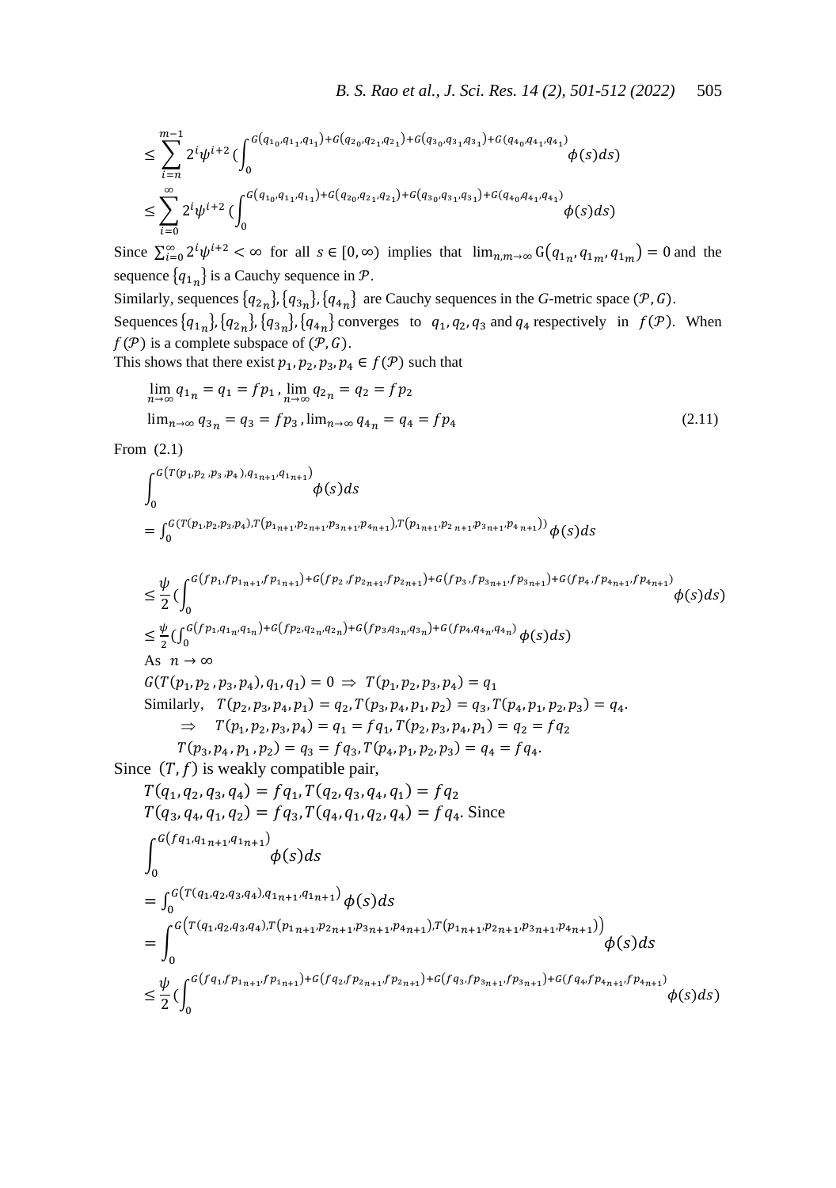$$\leq \sum_{i=n}^{m-1} 2^i \psi^{i+2} \left(\int_0^{G(q_{1_0},q_{1_1},q_{1_1})+G(q_{2_0},q_{2_1},q_{2_1})+G(q_{3_0},q_{3_1},q_{3_1})+G(q_{4_0},q_{4_1},q_{4_1})} \phi(s)ds\right)$$

$$\leq \sum_{i=0}^{\infty} 2^i \psi^{i+2} \left(\int_0^{G(q_{1_0},q_{1_1},q_{1_1})+G(q_{2_0},q_{2_1},q_{2_1})+G(q_{3_0},q_{3_1},q_{3_1})+G(q_{4_0},q_{4_1},q_{4_1})} \phi(s)ds\right)$$

Since $\sum_{i=0}^{\infty} 2^i \psi^{i+2} < \infty$ for all $s \in [0, \infty)$ implies that $\lim_{n,m\to\infty} G(q_{1_n}, q_{1_m}, q_{1_m}) = 0$ and the sequence $\{q_{1_n}\}$ is a Cauchy sequence in $\mathcal{P}$.

Similarly, sequences $\{q_{2_n}\}, \{q_{3_n}\}, \{q_{4_n}\}$ are Cauchy sequences in the *G*-metric space $(\mathcal{P}, G)$.

Sequences $\{q_{1_n}\}, \{q_{2_n}\}, \{q_{3_n}\}, \{q_{4_n}\}$ converges to $q_1, q_2, q_3$ and $q_4$ respectively in $f(\mathcal{P})$. When $f(\mathcal{P})$ is a complete subspace of $(\mathcal{P}, G)$.

This shows that there exist $p_1, p_2, p_3, p_4 \in f(\mathcal{P})$ such that

$$\lim_{n\to\infty} q_{1_n} = q_1 = fp_1, \lim_{n\to\infty} q_{2_n} = q_2 = fp_2$$

$$\lim_{n\to\infty} q_{3_n} = q_3 = fp_3, \lim_{n\to\infty} q_{4_n} = q_4 = fp_4 \tag{2.11}$$

From (2.1)

$$\int_0^{G(T(p_1,p_2,p_3,p_4),q_{1_{n+1}},q_{1_{n+1}})} \phi(s)ds$$

$$= \int_0^{G(T(p_1,p_2,p_3,p_4),T(p_{1_{n+1}},p_{2_{n+1}},p_{3_{n+1}},p_{4_{n+1}}),T(p_{1_{n+1}},p_{2_{n+1}},p_{3_{n+1}},p_{4_{n+1}}))} \phi(s)ds$$

$$\leq \frac{\psi}{2}\left(\int_0^{G(fp_1,fp_{1_{n+1}},fp_{1_{n+1}})+G(fp_2,fp_{2_{n+1}},fp_{2_{n+1}})+G(fp_3,fp_{3_{n+1}},fp_{3_{n+1}})+G(fp_4,fp_{4_{n+1}},fp_{4_{n+1}})} \phi(s)ds\right)$$

$$\leq \frac{\psi}{2}\left(\int_0^{G(fp_1,q_{1_n},q_{1_n})+G(fp_2,q_{2_n},q_{2_n})+G(fp_3,q_{3_n},q_{3_n})+G(fp_4,q_{4_n},q_{4_n})} \phi(s)ds\right)$$

As $n \to \infty$

$G(T(p_1, p_2, p_3, p_4), q_1, q_1) = 0 \Rightarrow T(p_1, p_2, p_3, p_4) = q_1$

Similarly, $T(p_2, p_3, p_4, p_1) = q_2, T(p_3, p_4, p_1, p_2) = q_3, T(p_4, p_1, p_2, p_3) = q_4$.

$\Rightarrow \quad T(p_1, p_2, p_3, p_4) = q_1 = fq_1, T(p_2, p_3, p_4, p_1) = q_2 = fq_2$

$T(p_3, p_4, p_1, p_2) = q_3 = fq_3, T(p_4, p_1, p_2, p_3) = q_4 = fq_4$.

Since $(T, f)$ is weakly compatible pair,

$T(q_1, q_2, q_3, q_4) = fq_1, T(q_2, q_3, q_4, q_1) = fq_2$

$T(q_3, q_4, q_1, q_2) = fq_3, T(q_4, q_1, q_2, q_4) = fq_4$. Since

$$\int_0^{G(fq_1,q_{1_{n+1}},q_{1_{n+1}})} \phi(s)ds$$

$$= \int_0^{G(T(q_1,q_2,q_3,q_4),q_{1_{n+1}},q_{1_{n+1}})} \phi(s)ds$$

$$= \int_0^{G\left(T(q_1,q_2,q_3,q_4),T(p_{1_{n+1}},p_{2_{n+1}},p_{3_{n+1}},p_{4_{n+1}}),T(p_{1_{n+1}},p_{2_{n+1}},p_{3_{n+1}},p_{4_{n+1}})\right)} \phi(s)ds$$

$$\leq \frac{\psi}{2}\left(\int_0^{G(fq_1,fp_{1_{n+1}},fp_{1_{n+1}})+G(fq_2,fp_{2_{n+1}},fp_{2_{n+1}})+G(fq_3,fp_{3_{n+1}},fp_{3_{n+1}})+G(fq_4,fp_{4_{n+1}},fp_{4_{n+1}})} \phi(s)ds\right)$$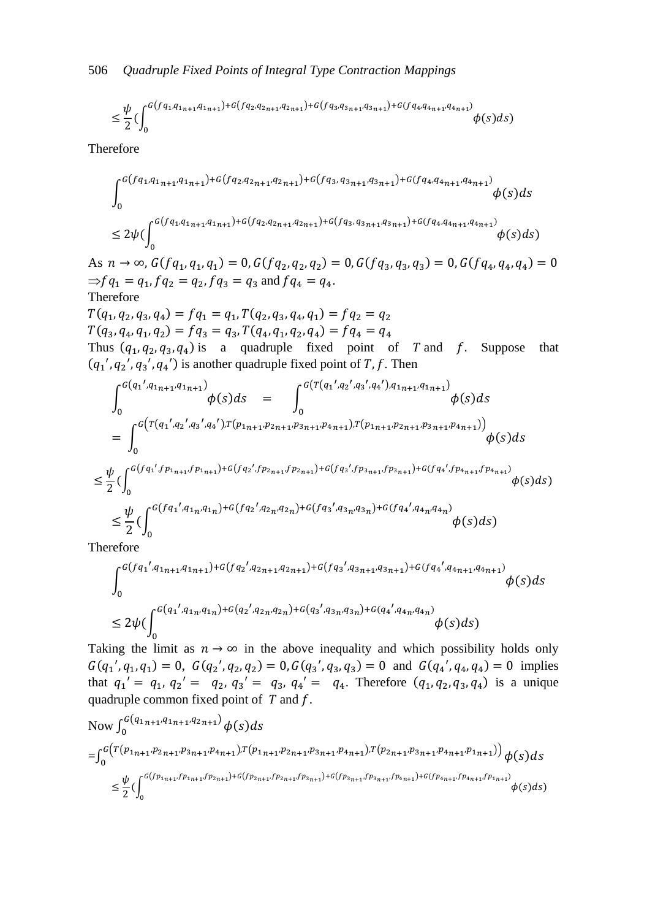$$\leq \frac{\psi}{2}(\int_0^{G(fq_1,q_{1_{n+1}},q_{1_{n+1}})+G(fq_2,q_{2_{n+1}},q_{2_{n+1}})+G(fq_3,q_{3_{n+1}},q_{3_{n+1}})+G(fq_4,q_{4_{n+1}},q_{4_{n+1}})}\phi(s)ds)$$

Therefore

$$\int_0^{G(fq_1,q_{1_{n+1}},q_{1_{n+1}})+G(fq_2,q_{2_{n+1}},q_{2_{n+1}})+G(fq_3,q_{3_{n+1}},q_{3_{n+1}})+G(fq_4,q_{4_{n+1}},q_{4_{n+1}})}\phi(s)ds$$

$$\leq 2\psi(\int_0^{G(fq_1,q_{1_{n+1}},q_{1_{n+1}})+G(fq_2,q_{2_{n+1}},q_{2_{n+1}})+G(fq_3,q_{3_{n+1}},q_{3_{n+1}})+G(fq_4,q_{4_{n+1}},q_{4_{n+1}})}\phi(s)ds)$$

As $n \to \infty$, $G(fq_1,q_1,q_1) = 0, G(fq_2,q_2,q_2) = 0, G(fq_3,q_3,q_3) = 0, G(fq_4,q_4,q_4) = 0$ $\Rightarrow fq_1 = q_1, fq_2 = q_2, fq_3 = q_3$ and $fq_4 = q_4$.

Therefore

$T(q_1,q_2,q_3,q_4) = fq_1 = q_1, T(q_2,q_3,q_4,q_1) = fq_2 = q_2$

$T(q_3,q_4,q_1,q_2) = fq_3 = q_3, T(q_4,q_1,q_2,q_4) = fq_4 = q_4$

Thus $(q_1,q_2,q_3,q_4)$ is a quadruple fixed point of $T$ and $f$. Suppose that $(q_1', q_2', q_3', q_4')$ is another quadruple fixed point of $T, f$. Then

$$\int_0^{G(q_1',q_{1_{n+1}},q_{1_{n+1}})}\phi(s)ds = \int_0^{G(T(q_1',q_2',q_3',q_4'),q_{1_{n+1}},q_{1_{n+1}})}\phi(s)ds$$

$$= \int_0^{G\left(T(q_1',q_2',q_3',q_4'),T(p_{1_{n+1}},p_{2_{n+1}},p_{3_{n+1}},p_{4_{n+1}}),T(p_{1_{n+1}},p_{2_{n+1}},p_{3_{n+1}},p_{4_{n+1}})\right)}\phi(s)ds$$

$$\leq \frac{\psi}{2}(\int_0^{G(fq_1',fp_{1_{n+1}},fp_{1_{n+1}})+G(fq_2',fp_{2_{n+1}},fp_{2_{n+1}})+G(fq_3',fp_{3_{n+1}},fp_{3_{n+1}})+G(fq_4',fp_{4_{n+1}},fp_{4_{n+1}})}\phi(s)ds)$$

$$\leq \frac{\psi}{2}(\int_0^{G(fq_1',q_{1_n},q_{1_n})+G(fq_2',q_{2_n},q_{2_n})+G(fq_3',q_{3_n},q_{3_n})+G(fq_4',q_{4_n},q_{4_n})}\phi(s)ds)$$

Therefore

$$\int_0^{G(fq_1',q_{1_{n+1}},q_{1_{n+1}})+G(fq_2',q_{2_{n+1}},q_{2_{n+1}})+G(fq_3',q_{3_{n+1}},q_{3_{n+1}})+G(fq_4',q_{4_{n+1}},q_{4_{n+1}})}\phi(s)ds$$

$$\leq 2\psi(\int_0^{G(q_1',q_{1_n},q_{1_n})+G(q_2',q_{2_n},q_{2_n})+G(q_3',q_{3_n},q_{3_n})+G(q_4',q_{4_n},q_{4_n})}\phi(s)ds)$$

Taking the limit as $n \to \infty$ in the above inequality and which possibility holds only $G(q_1',q_1,q_1) = 0$, $G(q_2',q_2,q_2) = 0, G(q_3',q_3,q_3) = 0$ and $G(q_4',q_4,q_4) = 0$ implies that $q_1' = q_1$, $q_2' = q_2$, $q_3' = q_3$, $q_4' = q_4$. Therefore $(q_1,q_2,q_3,q_4)$ is a unique quadruple common fixed point of $T$ and $f$.

Now $\int_0^{G(q_{1_{n+1}},q_{1_{n+1}},q_{2_{n+1}})}\phi(s)ds$

$=\int_0^{G\left(T(p_{1_{n+1}},p_{2_{n+1}},p_{3_{n+1}},p_{4_{n+1}}),T(p_{1_{n+1}},p_{2_{n+1}},p_{3_{n+1}},p_{4_{n+1}}),T(p_{2_{n+1}},p_{3_{n+1}},p_{4_{n+1}},p_{1_{n+1}})\right)}\phi(s)ds$

$$\leq \frac{\psi}{2}(\int_0^{G(fp_{1_{n+1}},fp_{1_{n+1}},fp_{2_{n+1}})+G(fp_{2_{n+1}},fp_{2_{n+1}},fp_{3_{n+1}})+G(fp_{3_{n+1}},fp_{3_{n+1}},fp_{4_{n+1}})+G(fp_{4_{n+1}},fp_{4_{n+1}},fp_{1_{n+1}})}\phi(s)ds)$$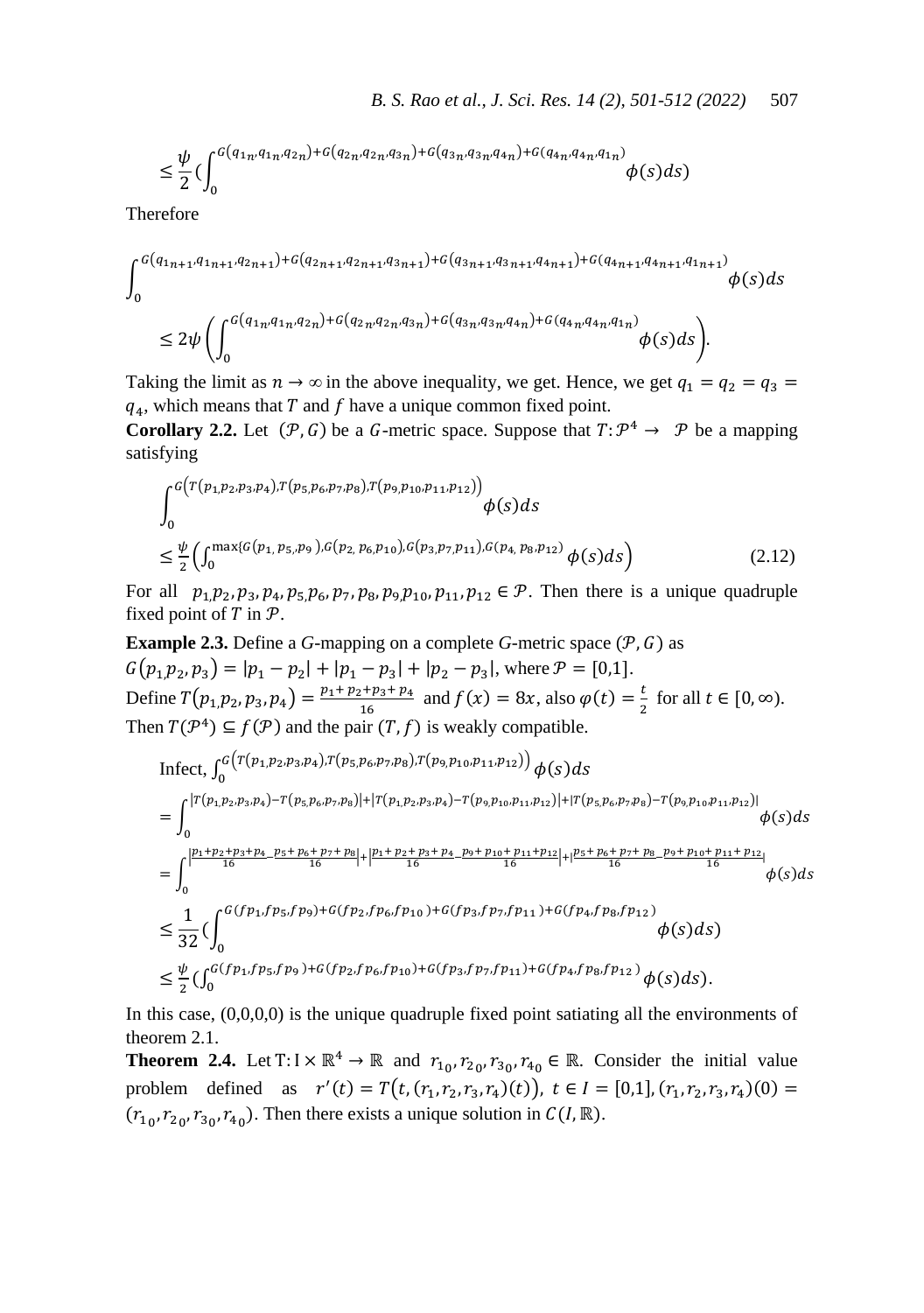$$\leq \frac{\psi}{2}\Big(\int_0^{G(q_{1_n},q_{1_n},q_{2_n})+G(q_{2_n},q_{2_n},q_{3_n})+G(q_{3_n},q_{3_n},q_{4_n})+G(q_{4_n},q_{4_n},q_{1_n})} \phi(s)ds\Big)$$

Therefore

$$\int_0^{G(q_{1_{n+1}},q_{1_{n+1}},q_{2_{n+1}})+G(q_{2_{n+1}},q_{2_{n+1}},q_{3_{n+1}})+G(q_{3_{n+1}},q_{3_{n+1}},q_{4_{n+1}})+G(q_{4_{n+1}},q_{4_{n+1}},q_{1_{n+1}})} \phi(s)ds$$

$$\leq 2\psi\left(\int_0^{G(q_{1_n},q_{1_n},q_{2_n})+G(q_{2_n},q_{2_n},q_{3_n})+G(q_{3_n},q_{3_n},q_{4_n})+G(q_{4_n},q_{4_n},q_{1_n})} \phi(s)ds\right).$$

Taking the limit as $n \to \infty$ in the above inequality, we get. Hence, we get $q_1 = q_2 = q_3 = q_4$, which means that $T$ and $f$ have a unique common fixed point.

**Corollary 2.2.** Let $(\mathcal{P}, G)$ be a $G$-metric space. Suppose that $T: \mathcal{P}^4 \to \mathcal{P}$ be a mapping satisfying

$$\int_0^{G\left(T(p_1,p_2,p_3,p_4),T(p_5,p_6,p_7,p_8),T(p_9,p_{10},p_{11},p_{12})\right)} \phi(s)ds$$

$$\leq \frac{\psi}{2}\left(\int_0^{\max\{G(p_1,p_5,p_9),G(p_2,p_6,p_{10}),G(p_3,p_7,p_{11}),G(p_4,p_8,p_{12})} \phi(s)ds\right) \tag{2.12}$$

For all $p_1,p_2,p_3,p_4,p_5,p_6,p_7,p_8,p_9,p_{10},p_{11},p_{12} \in \mathcal{P}$. Then there is a unique quadruple fixed point of $T$ in $\mathcal{P}$.

**Example 2.3.** Define a *G*-mapping on a complete *G*-metric space $(\mathcal{P}, G)$ as

$G(p_1,p_2,p_3) = |p_1 - p_2| + |p_1 - p_3| + |p_2 - p_3|$, where $\mathcal{P} = [0,1]$.

Define $T(p_1,p_2,p_3,p_4) = \frac{p_1+p_2+p_3+p_4}{16}$ and $f(x) = 8x$, also $\varphi(t) = \frac{t}{2}$ for all $t \in [0,\infty)$.

Then $T(\mathcal{P}^4) \subseteq f(\mathcal{P})$ and the pair $(T, f)$ is weakly compatible.

Infect, $\int_0^{G\left(T(p_1,p_2,p_3,p_4),T(p_5,p_6,p_7,p_8),T(p_9,p_{10},p_{11},p_{12})\right)} \phi(s)ds$

$$= \int_0^{|T(p_1,p_2,p_3,p_4)-T(p_5,p_6,p_7,p_8)|+|T(p_1,p_2,p_3,p_4)-T(p_9,p_{10},p_{11},p_{12})|+|T(p_5,p_6,p_7,p_8)-T(p_9,p_{10},p_{11},p_{12})|} \phi(s)ds$$

$$= \int_0^{\left|\frac{p_1+p_2+p_3+p_4}{16}-\frac{p_5+p_6+p_7+p_8}{16}\right|+\left|\frac{p_1+p_2+p_3+p_4}{16}-\frac{p_9+p_{10}+p_{11}+p_{12}}{16}\right|+\left|\frac{p_5+p_6+p_7+p_8}{16}-\frac{p_9+p_{10}+p_{11}+p_{12}}{16}\right|} \phi(s)ds$$

$$\leq \frac{1}{32}\Big(\int_0^{G(fp_1,fp_5,fp_9)+G(fp_2,fp_6,fp_{10})+G(fp_3,fp_7,fp_{11})+G(fp_4,fp_8,fp_{12})} \phi(s)ds\Big)$$

$$\leq \frac{\psi}{2}\Big(\int_0^{G(fp_1,fp_5,fp_9)+G(fp_2,fp_6,fp_{10})+G(fp_3,fp_7,fp_{11})+G(fp_4,fp_8,fp_{12})} \phi(s)ds\Big).$$

In this case, (0,0,0,0) is the unique quadruple fixed point satiating all the environments of theorem 2.1.

**Theorem 2.4.** Let $T: I \times \mathbb{R}^4 \to \mathbb{R}$ and $r_{1_0}, r_{2_0}, r_{3_0}, r_{4_0} \in \mathbb{R}$. Consider the initial value problem defined as $r'(t) = T\big(t, (r_1,r_2,r_3,r_4)(t)\big)$, $t \in I = [0,1]$, $(r_1,r_2,r_3,r_4)(0) = (r_{1_0}, r_{2_0}, r_{3_0}, r_{4_0})$. Then there exists a unique solution in $C(I, \mathbb{R})$.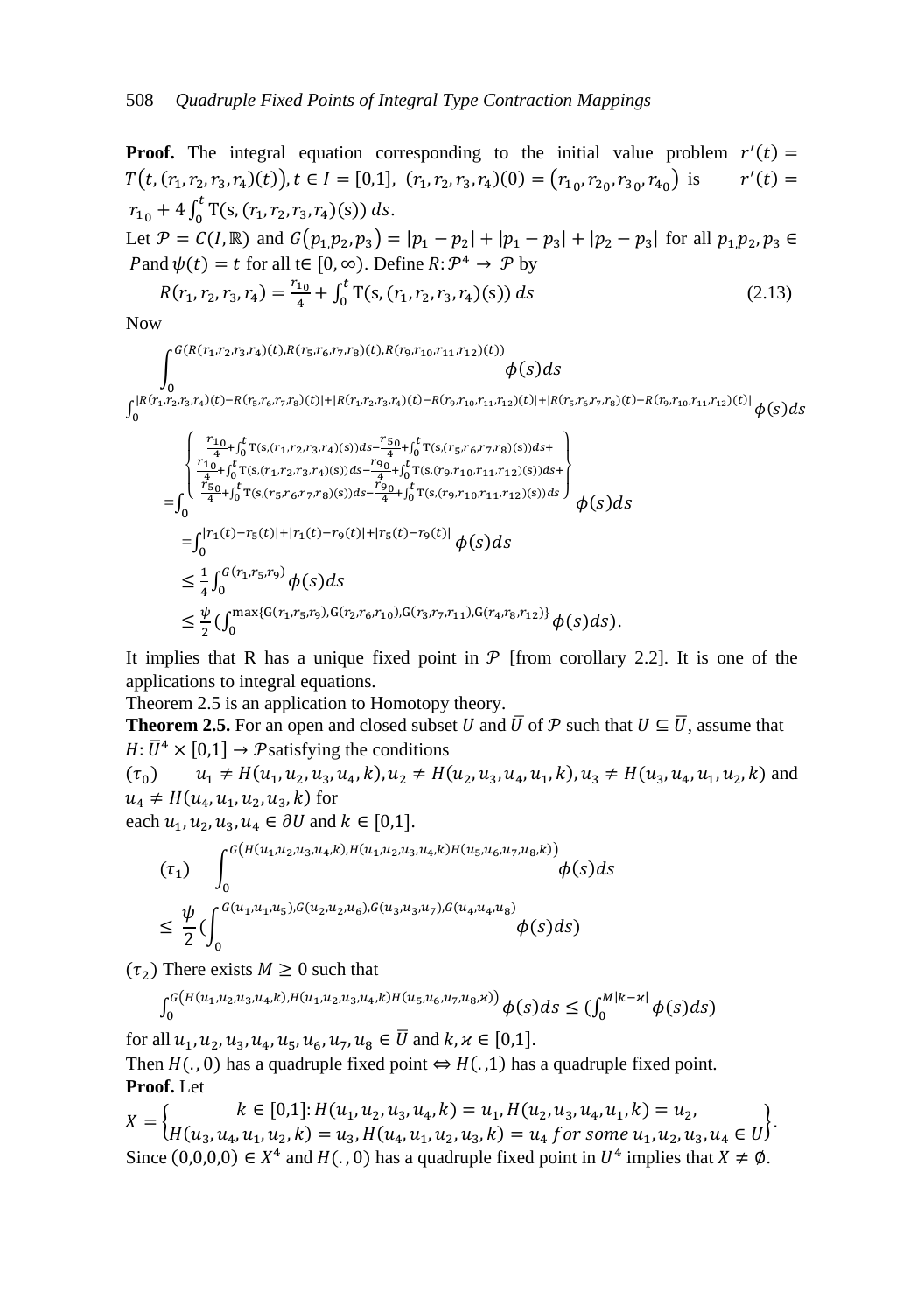**Proof.** The integral equation corresponding to the initial value problem $r'(t) = T\big(t,(r_1,r_2,r_3,r_4)(t)\big), t \in I = [0,1]$, $(r_1,r_2,r_3,r_4)(0) = \big(r_{1_0}, r_{2_0}, r_{3_0}, r_{4_0}\big)$ is $r'(t) = r_{1_0} + 4\int_0^t \mathrm{T}(\mathrm{s},(r_1,r_2,r_3,r_4)(\mathrm{s}))\,ds$.

Let $\mathcal{P} = C(I,\mathbb{R})$ and $G\big(p_1, p_2, p_3\big) = |p_1 - p_2| + |p_1 - p_3| + |p_2 - p_3|$ for all $p_1, p_2, p_3 \in P$ and $\psi(t) = t$ for all t$\in [0,\infty)$. Define $R: \mathcal{P}^4 \to \mathcal{P}$ by

$$R(r_1,r_2,r_3,r_4) = \frac{r_{1_0}}{4} + \int_0^t \mathrm{T}(\mathrm{s},(r_1,r_2,r_3,r_4)(\mathrm{s}))\,ds \tag{2.13}$$

Now

$$\int_0^{G(R(r_1,r_2,r_3,r_4)(t),R(r_5,r_6,r_7,r_8)(t),R(r_9,r_{10},r_{11},r_{12})(t))} \phi(s)ds$$

$$\int_0^{|R(r_1,r_2,r_3,r_4)(t)-R(r_5,r_6,r_7,r_8)(t)|+|R(r_1,r_2,r_3,r_4)(t)-R(r_9,r_{10},r_{11},r_{12})(t)|+|R(r_5,r_6,r_7,r_8)(t)-R(r_9,r_{10},r_{11},r_{12})(t)|} \phi(s)ds$$

$$= \int_0^{\left\{\begin{array}{l} \frac{r_{1_0}}{4}+\int_0^t \mathrm{T}(s,(r_1,r_2,r_3,r_4)(s))ds - \frac{r_{5_0}}{4}+\int_0^t \mathrm{T}(s,(r_5,r_6,r_7,r_8)(s))ds + \\ \frac{r_{1_0}}{4}+\int_0^t \mathrm{T}(s,(r_1,r_2,r_3,r_4)(s))ds - \frac{r_{9_0}}{4}+\int_0^t \mathrm{T}(s,(r_9,r_{10},r_{11},r_{12})(s))ds + \\ \frac{r_{5_0}}{4}+\int_0^t \mathrm{T}(s,(r_5,r_6,r_7,r_8)(s))ds - \frac{r_{9_0}}{4}+\int_0^t \mathrm{T}(s,(r_9,r_{10},r_{11},r_{12})(s))ds \end{array}\right\}} \phi(s)ds$$

$$= \int_0^{|r_1(t)-r_5(t)|+|r_1(t)-r_9(t)|+|r_5(t)-r_9(t)|} \phi(s)ds$$

$$\leq \frac{1}{4}\int_0^{G(r_1,r_5,r_9)} \phi(s)ds$$

$$\leq \frac{\psi}{2}\Big(\int_0^{\max\{\mathrm{G}(r_1,r_5,r_9),\mathrm{G}(r_2,r_6,r_{10}),\mathrm{G}(r_3,r_7,r_{11}),\mathrm{G}(r_4,r_8,r_{12})\}} \phi(s)ds\Big).$$

It implies that R has a unique fixed point in $\mathcal{P}$ [from corollary 2.2]. It is one of the applications to integral equations.

Theorem 2.5 is an application to Homotopy theory.

**Theorem 2.5.** For an open and closed subset $U$ and $\overline{U}$ of $\mathcal{P}$ such that $U \subseteq \overline{U}$, assume that $H: \overline{U}^4 \times [0,1] \to \mathcal{P}$ satisfying the conditions

$(\tau_0)$ $\quad u_1 \neq H(u_1,u_2,u_3,u_4,k), u_2 \neq H(u_2,u_3,u_4,u_1,k), u_3 \neq H(u_3,u_4,u_1,u_2,k)$ and $u_4 \neq H(u_4,u_1,u_2,u_3,k)$ for each $u_1,u_2,u_3,u_4 \in \partial U$ and $k \in [0,1]$.

$$(\tau_1) \quad \int_0^{G\left(H(u_1,u_2,u_3,u_4,k),H(u_1,u_2,u_3,u_4,k)H(u_5,u_6,u_7,u_8,k)\right)} \phi(s)ds$$

$$\leq \frac{\psi}{2}\Big(\int_0^{G(u_1,u_1,u_5),G(u_2,u_2,u_6),G(u_3,u_3,u_7),G(u_4,u_4,u_8)} \phi(s)ds\Big)$$

$(\tau_2)$ There exists $M \geq 0$ such that

$$\int_0^{G\left(H(u_1,u_2,u_3,u_4,k),H(u_1,u_2,u_3,u_4,k)H(u_5,u_6,u_7,u_8,\varkappa)\right)} \phi(s)ds \leq \Big(\int_0^{M|k-\varkappa|} \phi(s)ds\Big)$$

for all $u_1,u_2,u_3,u_4,u_5,u_6,u_7,u_8 \in \overline{U}$ and $k,\varkappa \in [0,1]$.

Then $H(.,0)$ has a quadruple fixed point $\Leftrightarrow H(.,1)$ has a quadruple fixed point.

**Proof.** Let

$$X = \left\{\begin{array}{c} k \in [0,1]: H(u_1,u_2,u_3,u_4,k) = u_1, H(u_2,u_3,u_4,u_1,k) = u_2, \\ H(u_3,u_4,u_1,u_2,k) = u_3, H(u_4,u_1,u_2,u_3,k) = u_4 \; for\; some\; u_1,u_2,u_3,u_4 \in U \end{array}\right\}.$$

Since $(0,0,0,0) \in X^4$ and $H(.,0)$ has a quadruple fixed point in $U^4$ implies that $X \neq \emptyset$.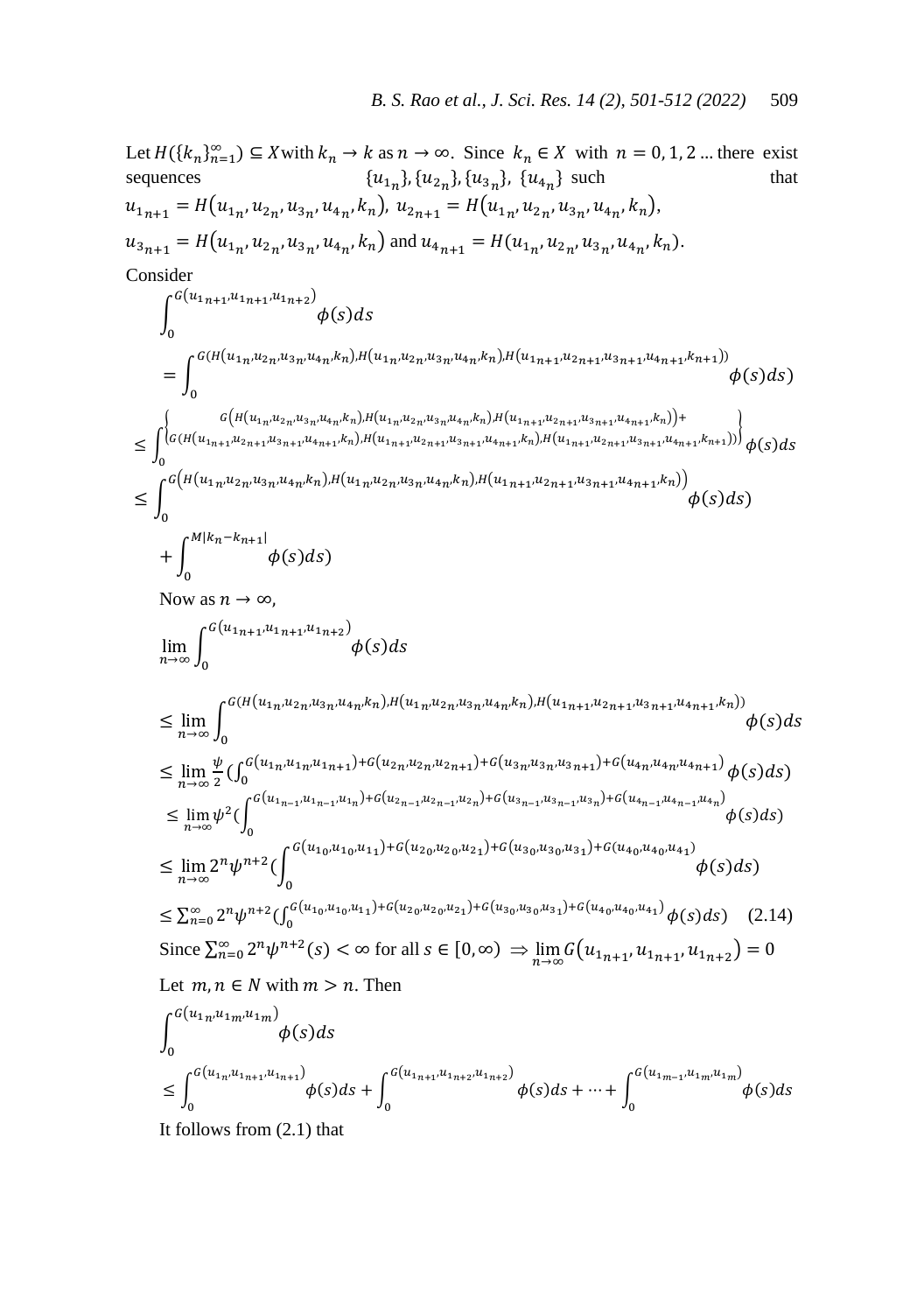Let $H(\{k_n\}_{n=1}^{\infty}) \subseteq X$ with $k_n \to k$ as $n \to \infty$. Since $k_n \in X$ with $n = 0, 1, 2 \ldots$ there exist sequences $\{u_{1_n}\}, \{u_{2_n}\}, \{u_{3_n}\}, \{u_{4_n}\}$ such that $u_{1_{n+1}} = H(u_{1_n}, u_{2_n}, u_{3_n}, u_{4_n}, k_n)$, $u_{2_{n+1}} = H(u_{1_n}, u_{2_n}, u_{3_n}, u_{4_n}, k_n)$, $u_{3_{n+1}} = H(u_{1_n}, u_{2_n}, u_{3_n}, u_{4_n}, k_n)$ and $u_{4_{n+1}} = H(u_{1_n}, u_{2_n}, u_{3_n}, u_{4_n}, k_n)$.

Consider

$$\int_0^{G(u_{1_{n+1}}, u_{1_{n+1}}, u_{1_{n+2}})} \phi(s)ds$$

$$= \int_0^{G(H(u_{1_n}, u_{2_n}, u_{3_n}, u_{4_n}, k_n), H(u_{1_n}, u_{2_n}, u_{3_n}, u_{4_n}, k_n), H(u_{1_{n+1}}, u_{2_{n+1}}, u_{3_{n+1}}, u_{4_{n+1}}, k_{n+1}))} \phi(s)ds)$$

$$\leq \int_0^{\left\{\begin{array}{c} G\left(H(u_{1_n}, u_{2_n}, u_{3_n}, u_{4_n}, k_n), H(u_{1_n}, u_{2_n}, u_{3_n}, u_{4_n}, k_n), H(u_{1_{n+1}}, u_{2_{n+1}}, u_{3_{n+1}}, u_{4_{n+1}}, k_n)\right) + \\ G(H(u_{1_{n+1}}, u_{2_{n+1}}, u_{3_{n+1}}, u_{4_{n+1}}, k_n), H(u_{1_{n+1}}, u_{2_{n+1}}, u_{3_{n+1}}, u_{4_{n+1}}, k_n), H(u_{1_{n+1}}, u_{2_{n+1}}, u_{3_{n+1}}, u_{4_{n+1}}, k_{n+1})) \end{array}\right\}} \phi(s)ds$$

$$\leq \int_0^{G\left(H(u_{1_n}, u_{2_n}, u_{3_n}, u_{4_n}, k_n), H(u_{1_n}, u_{2_n}, u_{3_n}, u_{4_n}, k_n), H(u_{1_{n+1}}, u_{2_{n+1}}, u_{3_{n+1}}, u_{4_{n+1}}, k_n)\right)} \phi(s)ds)$$

$$+ \int_0^{M|k_n - k_{n+1}|} \phi(s)ds)$$

Now as $n \to \infty$,

$$\lim_{n\to\infty} \int_0^{G(u_{1_{n+1}}, u_{1_{n+1}}, u_{1_{n+2}})} \phi(s)ds$$

$$\leq \lim_{n\to\infty} \int_0^{G(H(u_{1_n}, u_{2_n}, u_{3_n}, u_{4_n}, k_n), H(u_{1_n}, u_{2_n}, u_{3_n}, u_{4_n}, k_n), H(u_{1_{n+1}}, u_{2_{n+1}}, u_{3_{n+1}}, u_{4_{n+1}}, k_n))} \phi(s)ds$$

$$\leq \lim_{n\to\infty} \frac{\psi}{2} \left(\int_0^{G(u_{1_n}, u_{1_n}, u_{1_{n+1}}) + G(u_{2_n}, u_{2_n}, u_{2_{n+1}}) + G(u_{3_n}, u_{3_n}, u_{3_{n+1}}) + G(u_{4_n}, u_{4_n}, u_{4_{n+1}})} \phi(s)ds\right)$$

$$\leq \lim_{n\to\infty} \psi^2 \left(\int_0^{G(u_{1_{n-1}}, u_{1_{n-1}}, u_{1_n}) + G(u_{2_{n-1}}, u_{2_{n-1}}, u_{2_n}) + G(u_{3_{n-1}}, u_{3_{n-1}}, u_{3_n}) + G(u_{4_{n-1}}, u_{4_{n-1}}, u_{4_n})} \phi(s)ds\right)$$

$$\leq \lim_{n\to\infty} 2^n \psi^{n+2} \left(\int_0^{G(u_{1_0}, u_{1_0}, u_{1_1}) + G(u_{2_0}, u_{2_0}, u_{2_1}) + G(u_{3_0}, u_{3_0}, u_{3_1}) + G(u_{4_0}, u_{4_0}, u_{4_1})} \phi(s)ds\right)$$

$$\leq \sum_{n=0}^{\infty} 2^n \psi^{n+2} \left(\int_0^{G(u_{1_0}, u_{1_0}, u_{1_1}) + G(u_{2_0}, u_{2_0}, u_{2_1}) + G(u_{3_0}, u_{3_0}, u_{3_1}) + G(u_{4_0}, u_{4_0}, u_{4_1})} \phi(s)ds\right) \quad (2.14)$$

Since $\sum_{n=0}^{\infty} 2^n \psi^{n+2}(s) < \infty$ for all $s \in [0, \infty) \Rightarrow \lim_{n\to\infty} G(u_{1_{n+1}}, u_{1_{n+1}}, u_{1_{n+2}}) = 0$

Let $m, n \in N$ with $m > n$. Then

$$\int_0^{G(u_{1_n}, u_{1_m}, u_{1_m})} \phi(s)ds$$

$$\leq \int_0^{G(u_{1_n}, u_{1_{n+1}}, u_{1_{n+1}})} \phi(s)ds + \int_0^{G(u_{1_{n+1}}, u_{1_{n+2}}, u_{1_{n+2}})} \phi(s)ds + \cdots + \int_0^{G(u_{1_{m-1}}, u_{1_m}, u_{1_m})} \phi(s)ds$$

It follows from (2.1) that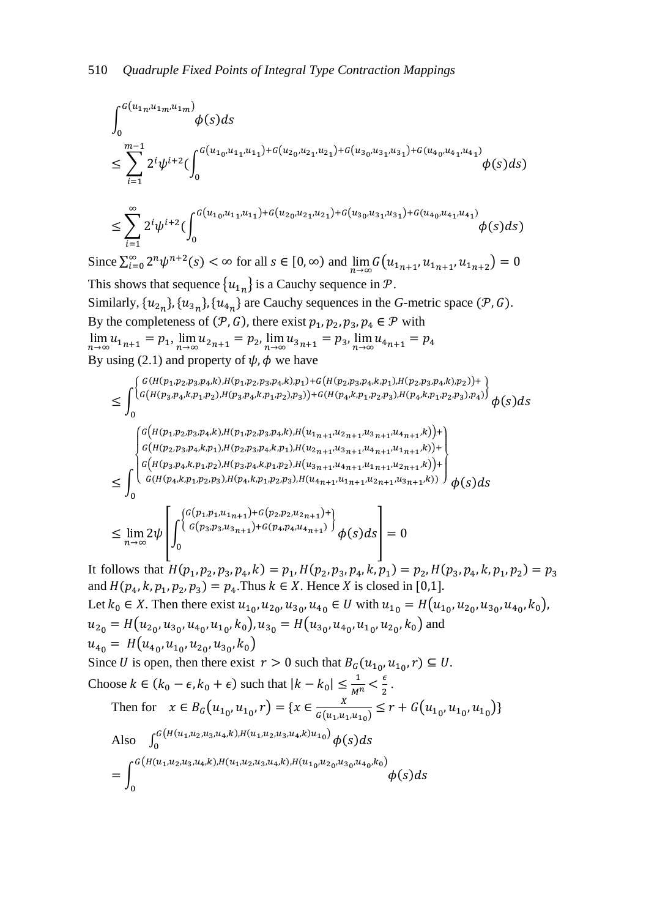$$\int_0^{G(u_{1_n},u_{1_m},u_{1_m})} \phi(s)ds$$

$$\leq \sum_{i=1}^{m-1} 2^i \psi^{i+2} (\int_0^{G(u_{1_0},u_{1_1},u_{1_1})+G(u_{2_0},u_{2_1},u_{2_1})+G(u_{3_0},u_{3_1},u_{3_1})+G(u_{4_0},u_{4_1},u_{4_1})} \phi(s)ds)$$

$$\leq \sum_{i=1}^{\infty} 2^i \psi^{i+2} (\int_0^{G(u_{1_0},u_{1_1},u_{1_1})+G(u_{2_0},u_{2_1},u_{2_1})+G(u_{3_0},u_{3_1},u_{3_1})+G(u_{4_0},u_{4_1},u_{4_1})} \phi(s)ds)$$

Since $\sum_{i=0}^{\infty} 2^n \psi^{n+2}(s) < \infty$ for all $s \in [0,\infty)$ and $\lim_{n\to\infty} G(u_{1_{n+1}}, u_{1_{n+1}}, u_{1_{n+2}}) = 0$

This shows that sequence $\{u_{1_n}\}$ is a Cauchy sequence in $\mathcal{P}$.

Similarly, $\{u_{2_n}\}, \{u_{3_n}\}, \{u_{4_n}\}$ are Cauchy sequences in the $G$-metric space $(\mathcal{P}, G)$.

By the completeness of $(\mathcal{P}, G)$, there exist $p_1, p_2, p_3, p_4 \in \mathcal{P}$ with

$\lim_{n\to\infty} u_{1_{n+1}} = p_1, \lim_{n\to\infty} u_{2_{n+1}} = p_2, \lim_{n\to\infty} u_{3_{n+1}} = p_3, \lim_{n\to\infty} u_{4_{n+1}} = p_4$

By using (2.1) and property of $\psi, \phi$ we have

$$\leq \int_0^{\left\{ \begin{array}{l} G(H(p_1,p_2,p_3,p_4,k),H(p_1,p_2,p_3,p_4,k),p_1)+G(H(p_2,p_3,p_4,k,p_1),H(p_2,p_3,p_4,k),p_2))+ \\ G(H(p_3,p_4,k,p_1,p_2),H(p_3,p_4,k,p_1,p_2),p_3))+G(H(p_4,k,p_1,p_2,p_3),H(p_4,k,p_1,p_2,p_3),p_4) \end{array} \right\}} \phi(s)ds$$

$$\leq \int_0^{\left\{ \begin{array}{l} G(H(p_1,p_2,p_3,p_4,k),H(p_1,p_2,p_3,p_4,k),H(u_{1_{n+1}},u_{2_{n+1}},u_{3_{n+1}},u_{4_{n+1}},k))+ \\ G(H(p_2,p_3,p_4,k,p_1),H(p_2,p_3,p_4,k,p_1),H(u_{2_{n+1}},u_{3_{n+1}},u_{4_{n+1}},u_{1_{n+1}},k))+ \\ G(H(p_3,p_4,k,p_1,p_2),H(p_3,p_4,k,p_1,p_2),H(u_{3_{n+1}},u_{4_{n+1}},u_{1_{n+1}},u_{2_{n+1}},k))+ \\ G(H(p_4,k,p_1,p_2,p_3),H(p_4,k,p_1,p_2,p_3),H(u_{4_{n+1}},u_{1_{n+1}},u_{2_{n+1}},u_{3_{n+1}},k)) \end{array} \right\}} \phi(s)ds$$

$$\leq \lim_{n\to\infty} 2\psi \left[ \int_0^{\left\{ \begin{array}{l} G(p_1,p_1,u_{1_{n+1}})+G(p_2,p_2,u_{2_{n+1}})+ \\ G(p_3,p_3,u_{3_{n+1}})+G(p_4,p_4,u_{4_{n+1}}) \end{array} \right\}} \phi(s)ds \right] = 0$$

It follows that $H(p_1,p_2,p_3,p_4,k) = p_1, H(p_2,p_3,p_4,k,p_1) = p_2, H(p_3,p_4,k,p_1,p_2) = p_3$ and $H(p_4,k,p_1,p_2,p_3) = p_4$. Thus $k \in X$. Hence $X$ is closed in [0,1].

Let $k_0 \in X$. Then there exist $u_{1_0}, u_{2_0}, u_{3_0}, u_{4_0} \in U$ with $u_{1_0} = H(u_{1_0}, u_{2_0}, u_{3_0}, u_{4_0}, k_0)$, $u_{2_0} = H(u_{2_0}, u_{3_0}, u_{4_0}, u_{1_0}, k_0), u_{3_0} = H(u_{3_0}, u_{4_0}, u_{1_0}, u_{2_0}, k_0)$ and $u_{4_0} = H(u_{4_0}, u_{1_0}, u_{2_0}, u_{3_0}, k_0)$

Since $U$ is open, then there exist $r > 0$ such that $B_G(u_{1_0}, u_{1_0}, r) \subseteq U$.

Choose $k \in (k_0 - \epsilon, k_0 + \epsilon)$ such that $|k - k_0| \leq \frac{1}{M^n} < \frac{\epsilon}{2}$.

Then for $\quad x \in B_G(u_{1_0}, u_{1_0}, r) = \{x \in \frac{X}{G(u_1,u_1,u_{1_0})} \leq r + G(u_{1_0}, u_{1_0}, u_{1_0})\}$

Also $\int_0^{G(H(u_1,u_2,u_3,u_4,k),H(u_1,u_2,u_3,u_4,k)u_{1_0})} \phi(s)ds$

$$= \int_0^{G(H(u_1,u_2,u_3,u_4,k),H(u_1,u_2,u_3,u_4,k),H(u_{1_0},u_{2_0},u_{3_0},u_{4_0},k_0))} \phi(s)ds$$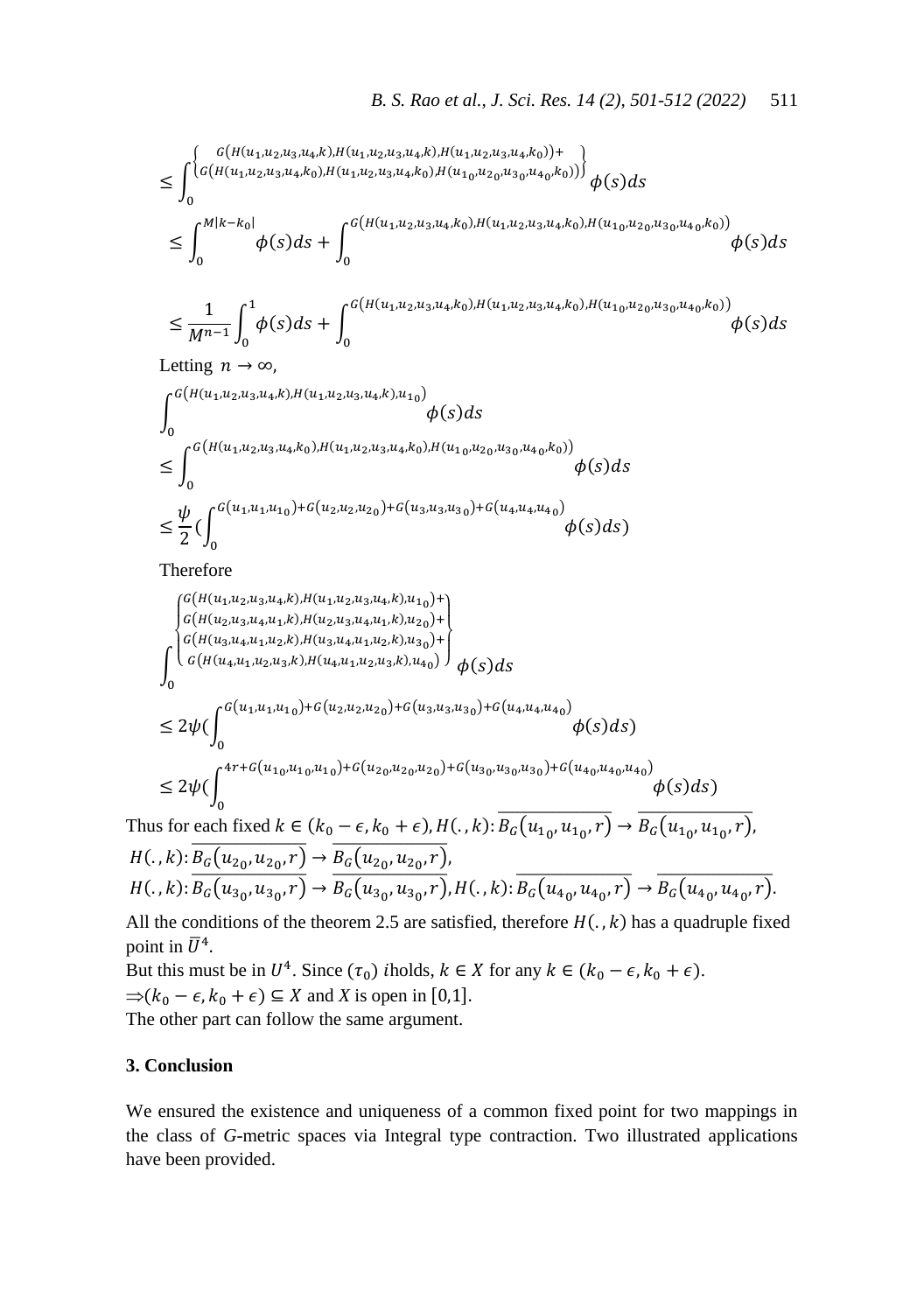$$\leq \int_0^{\left\{\substack{G(H(u_1,u_2,u_3,u_4,k),H(u_1,u_2,u_3,u_4,k),H(u_1,u_2,u_3,u_4,k_0))+ \\ G(H(u_1,u_2,u_3,u_4,k_0),H(u_1,u_2,u_3,u_4,k_0),H(u_{1_0},u_{2_0},u_{3_0},u_{4_0},k_0))}\right\}} \phi(s)ds$$

$$\leq \int_0^{M|k-k_0|} \phi(s)ds + \int_0^{G(H(u_1,u_2,u_3,u_4,k_0),H(u_1,u_2,u_3,u_4,k_0),H(u_{1_0},u_{2_0},u_{3_0},u_{4_0},k_0))} \phi(s)ds$$

$$\leq \frac{1}{M^{n-1}} \int_0^1 \phi(s)ds + \int_0^{G(H(u_1,u_2,u_3,u_4,k_0),H(u_1,u_2,u_3,u_4,k_0),H(u_{1_0},u_{2_0},u_{3_0},u_{4_0},k_0))} \phi(s)ds$$

Letting $n \to \infty$,

$$\int_0^{G(H(u_1,u_2,u_3,u_4,k),H(u_1,u_2,u_3,u_4,k),u_{1_0})} \phi(s)ds$$

$$\leq \int_0^{G(H(u_1,u_2,u_3,u_4,k_0),H(u_1,u_2,u_3,u_4,k_0),H(u_{1_0},u_{2_0},u_{3_0},u_{4_0},k_0))} \phi(s)ds$$

$$\leq \frac{\psi}{2}\left(\int_0^{G(u_1,u_1,u_{1_0})+G(u_2,u_2,u_{2_0})+G(u_3,u_3,u_{3_0})+G(u_4,u_4,u_{4_0})} \phi(s)ds\right)$$

Therefore

$$\int_0^{\left\{\substack{G(H(u_1,u_2,u_3,u_4,k),H(u_1,u_2,u_3,u_4,k),u_{1_0})+ \\ G(H(u_2,u_3,u_4,u_1,k),H(u_2,u_3,u_4,u_1,k),u_{2_0})+ \\ G(H(u_3,u_4,u_1,u_2,k),H(u_3,u_4,u_1,u_2,k),u_{3_0})+ \\ G(H(u_4,u_1,u_2,u_3,k),H(u_4,u_1,u_2,u_3,k),u_{4_0})}\right\}} \phi(s)ds$$

$$\leq 2\psi\left(\int_0^{G(u_1,u_1,u_{1_0})+G(u_2,u_2,u_{2_0})+G(u_3,u_3,u_{3_0})+G(u_4,u_4,u_{4_0})} \phi(s)ds\right)$$

$$\leq 2\psi\left(\int_0^{4r+G(u_{1_0},u_{1_0},u_{1_0})+G(u_{2_0},u_{2_0},u_{2_0})+G(u_{3_0},u_{3_0},u_{3_0})+G(u_{4_0},u_{4_0},u_{4_0})} \phi(s)ds\right)$$

Thus for each fixed $k \in (k_0-\epsilon, k_0+\epsilon)$, $H(.,k): \overline{B_G(u_{1_0},u_{1_0},r)} \to \overline{B_G(u_{1_0},u_{1_0},r)}$, $H(.,k): \overline{B_G(u_{2_0},u_{2_0},r)} \to \overline{B_G(u_{2_0},u_{2_0},r)}$, $H(.,k): \overline{B_G(u_{3_0},u_{3_0},r)} \to \overline{B_G(u_{3_0},u_{3_0},r)}$, $H(.,k): \overline{B_G(u_{4_0},u_{4_0},r)} \to \overline{B_G(u_{4_0},u_{4_0},r)}$.

All the conditions of the theorem 2.5 are satisfied, therefore $H(.,k)$ has a quadruple fixed point in $\bar{U}^4$.

But this must be in $U^4$. Since $(\tau_0)$ $i$holds, $k \in X$ for any $k \in (k_0-\epsilon, k_0+\epsilon)$.

$\Rightarrow (k_0-\epsilon, k_0+\epsilon) \subseteq X$ and $X$ is open in $[0,1]$.

The other part can follow the same argument.

## 3. Conclusion

We ensured the existence and uniqueness of a common fixed point for two mappings in the class of *G*-metric spaces via Integral type contraction. Two illustrated applications have been provided.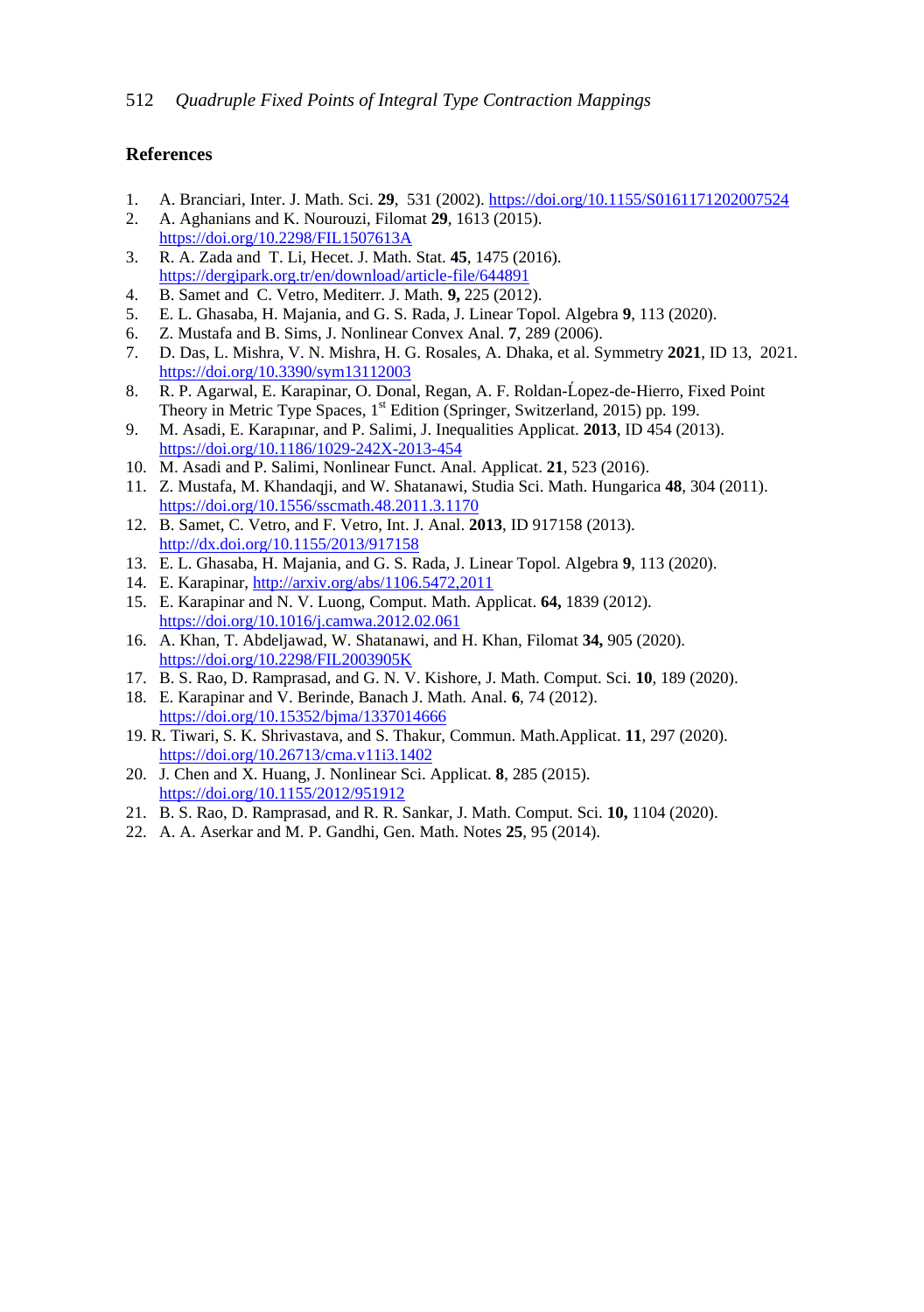## References

1. A. Branciari, Inter. J. Math. Sci. **29**, 531 (2002). https://doi.org/10.1155/S0161171202007524
2. A. Aghanians and K. Nourouzi, Filomat **29**, 1613 (2015). https://doi.org/10.2298/FIL1507613A
3. R. A. Zada and T. Li, Hecet. J. Math. Stat. **45**, 1475 (2016). https://dergipark.org.tr/en/download/article-file/644891
4. B. Samet and C. Vetro, Mediterr. J. Math. **9,** 225 (2012).
5. E. L. Ghasaba, H. Majania, and G. S. Rada, J. Linear Topol. Algebra **9**, 113 (2020).
6. Z. Mustafa and B. Sims, J. Nonlinear Convex Anal. **7**, 289 (2006).
7. D. Das, L. Mishra, V. N. Mishra, H. G. Rosales, A. Dhaka, et al. Symmetry **2021**, ID 13, 2021. https://doi.org/10.3390/sym13112003
8. R. P. Agarwal, E. Karapinar, O. Donal, Regan, A. F. Roldan-Ĺopez-de-Hierro, Fixed Point Theory in Metric Type Spaces, 1st Edition (Springer, Switzerland, 2015) pp. 199.
9. M. Asadi, E. Karapınar, and P. Salimi, J. Inequalities Applicat. **2013**, ID 454 (2013). https://doi.org/10.1186/1029-242X-2013-454
10. M. Asadi and P. Salimi, Nonlinear Funct. Anal. Applicat. **21**, 523 (2016).
11. Z. Mustafa, M. Khandaqji, and W. Shatanawi, Studia Sci. Math. Hungarica **48**, 304 (2011). https://doi.org/10.1556/sscmath.48.2011.3.1170
12. B. Samet, C. Vetro, and F. Vetro, Int. J. Anal. **2013**, ID 917158 (2013). http://dx.doi.org/10.1155/2013/917158
13. E. L. Ghasaba, H. Majania, and G. S. Rada, J. Linear Topol. Algebra **9**, 113 (2020).
14. E. Karapinar, http://arxiv.org/abs/1106.5472,2011
15. E. Karapinar and N. V. Luong, Comput. Math. Applicat. **64,** 1839 (2012). https://doi.org/10.1016/j.camwa.2012.02.061
16. A. Khan, T. Abdeljawad, W. Shatanawi, and H. Khan, Filomat **34,** 905 (2020). https://doi.org/10.2298/FIL2003905K
17. B. S. Rao, D. Ramprasad, and G. N. V. Kishore, J. Math. Comput. Sci. **10**, 189 (2020).
18. E. Karapinar and V. Berinde, Banach J. Math. Anal. **6**, 74 (2012). https://doi.org/10.15352/bjma/1337014666
19. R. Tiwari, S. K. Shrivastava, and S. Thakur, Commun. Math.Applicat. **11**, 297 (2020). https://doi.org/10.26713/cma.v11i3.1402
20. J. Chen and X. Huang, J. Nonlinear Sci. Applicat. **8**, 285 (2015). https://doi.org/10.1155/2012/951912
21. B. S. Rao, D. Ramprasad, and R. R. Sankar, J. Math. Comput. Sci. **10,** 1104 (2020).
22. A. A. Aserkar and M. P. Gandhi, Gen. Math. Notes **25**, 95 (2014).